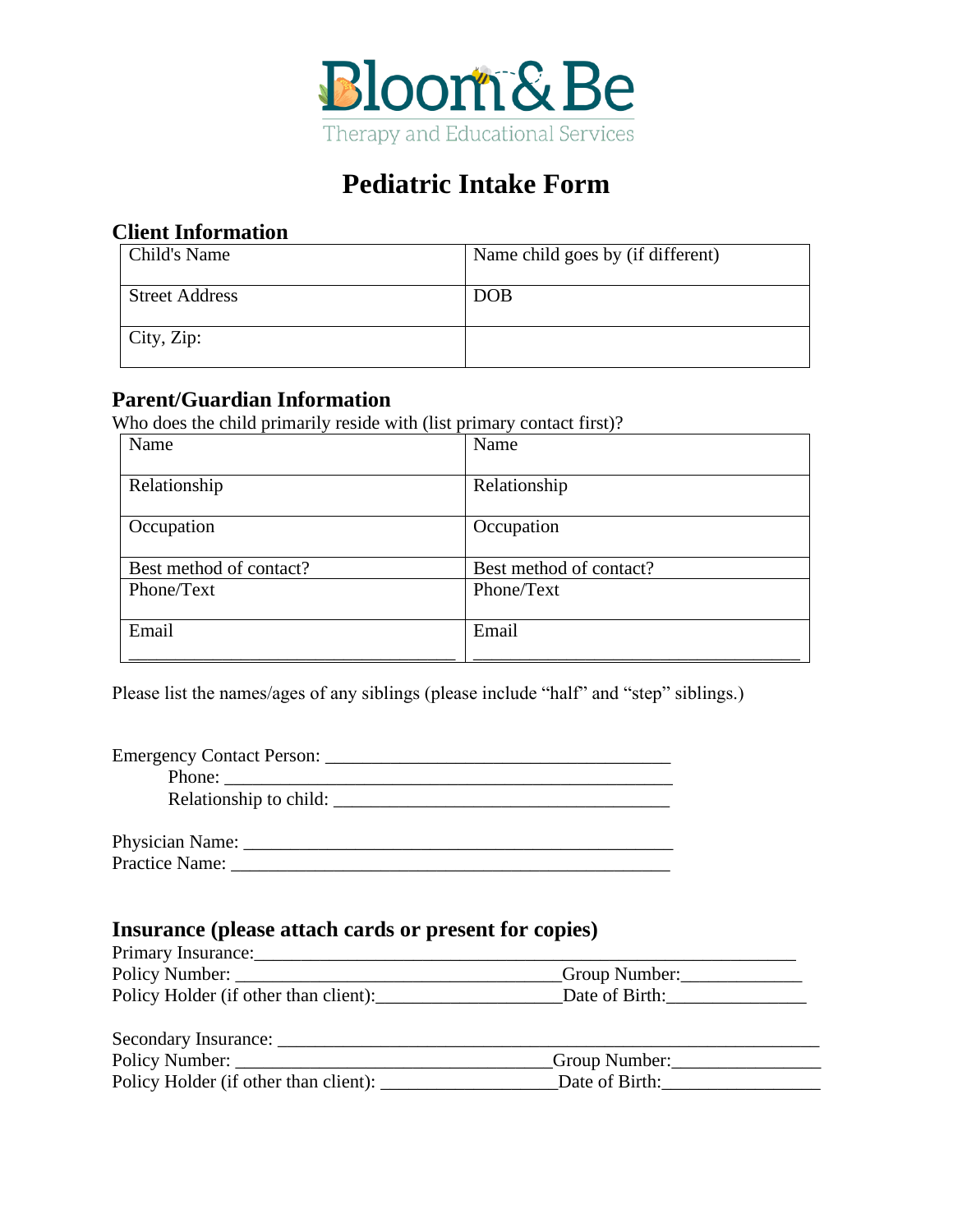# Bloom & Be

Therapy and Educational Services

# Pediatric Intake Form

## Client Information

| Child's Name | Name child goes by (if different) |
|---|---|
| Street Address | DOB |
| City, Zip: | |

## Parent/Guardian Information

Who does the child primarily reside with (list primary contact first)?

| Name | Name |
|---|---|
| Relationship | Relationship |
| Occupation | Occupation |
| Best method of contact? | Best method of contact? |
| Phone/Text | Phone/Text |
| Email ___________________________________ | Email ___________________________________ |

Please list the names/ages of any siblings (please include "half" and "step" siblings.)

Emergency Contact Person: ____________________________________
Phone: ____________________________________________
Relationship to child: ____________________________________

Physician Name: _______________________________________________
Practice Name: ________________________________________________

## Insurance (please attach cards or present for copies)

Primary Insurance:____________________________________________________________
Policy Number: ___________________________________Group Number:_____________
Policy Holder (if other than client):____________________Date of Birth:_______________

Secondary Insurance: ____________________________________________________________
Policy Number: _________________________________Group Number:________________
Policy Holder (if other than client): __________________Date of Birth:_________________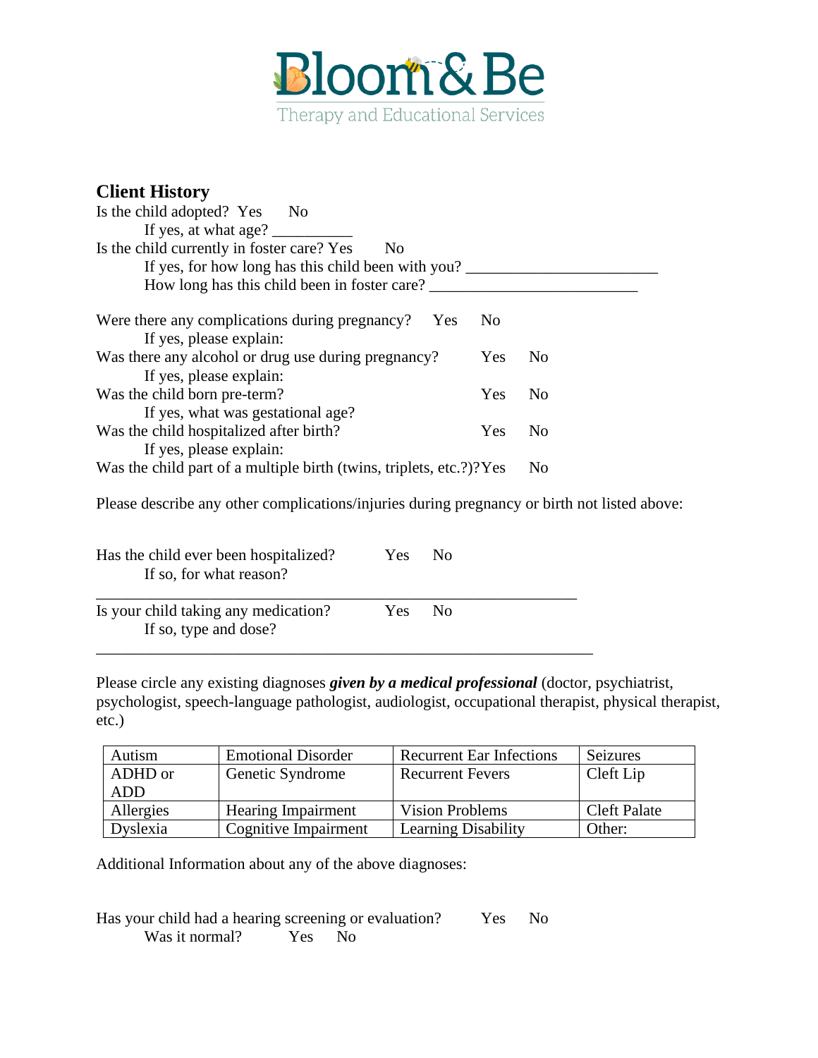Bloom & Be
Therapy and Educational Services

## Client History

Is the child adopted? Yes No
    If yes, at what age? __________
Is the child currently in foster care? Yes No
    If yes, for how long has this child been with you? _______________________
    How long has this child been in foster care? __________________________

Were there any complications during pregnancy? Yes No
    If yes, please explain:
Was there any alcohol or drug use during pregnancy? Yes No
    If yes, please explain:
Was the child born pre-term? Yes No
    If yes, what was gestational age?
Was the child hospitalized after birth? Yes No
    If yes, please explain:
Was the child part of a multiple birth (twins, triplets, etc.?)? Yes No

Please describe any other complications/injuries during pregnancy or birth not listed above:

Has the child ever been hospitalized? Yes No
    If so, for what reason?
____________________________________________________________
Is your child taking any medication? Yes No
    If so, type and dose?
______________________________________________________________

Please circle any existing diagnoses ***given by a medical professional*** (doctor, psychiatrist, psychologist, speech-language pathologist, audiologist, occupational therapist, physical therapist, etc.)

| Autism | Emotional Disorder | Recurrent Ear Infections | Seizures |
|---|---|---|---|
| ADHD or ADD | Genetic Syndrome | Recurrent Fevers | Cleft Lip |
| Allergies | Hearing Impairment | Vision Problems | Cleft Palate |
| Dyslexia | Cognitive Impairment | Learning Disability | Other: |

Additional Information about any of the above diagnoses:

Has your child had a hearing screening or evaluation? Yes No
    Was it normal? Yes No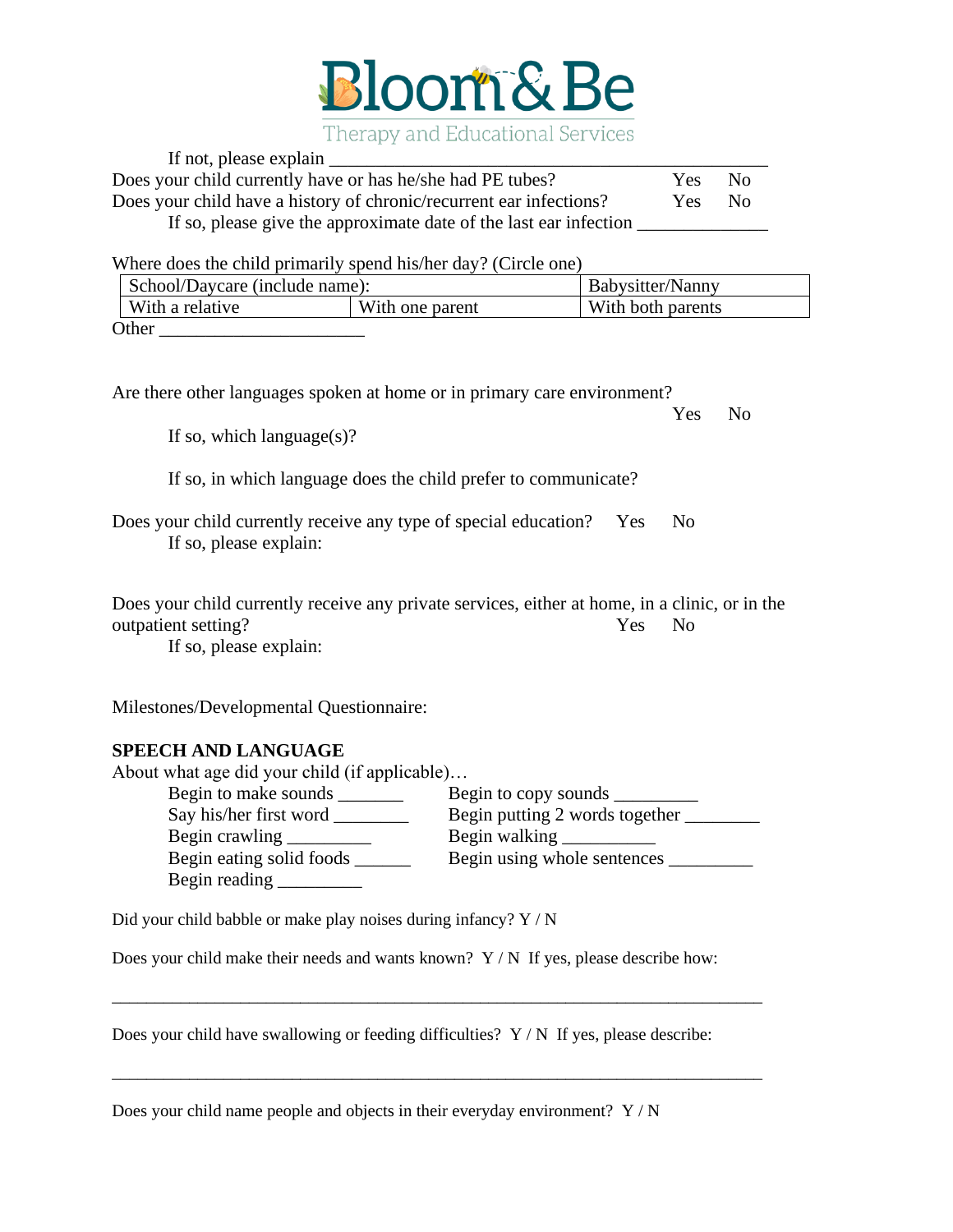If not, please explain ______________________________________________

Does your child currently have or has he/she had PE tubes? Yes No

Does your child have a history of chronic/recurrent ear infections? Yes No

If so, please give the approximate date of the last ear infection ______________

Where does the child primarily spend his/her day? (Circle one)

| School/Daycare (include name): | | Babysitter/Nanny |
|---|---|---|
| With a relative | With one parent | With both parents |

Other ______________________

Are there other languages spoken at home or in primary care environment? Yes No

If so, which language(s)?

If so, in which language does the child prefer to communicate?

Does your child currently receive any type of special education? Yes No

If so, please explain:

Does your child currently receive any private services, either at home, in a clinic, or in the outpatient setting? Yes No

If so, please explain:

Milestones/Developmental Questionnaire:

**SPEECH AND LANGUAGE**

About what age did your child (if applicable)…

- Begin to make sounds _______
- Begin to copy sounds _________
- Say his/her first word ________
- Begin putting 2 words together ________
- Begin crawling _________
- Begin walking __________
- Begin eating solid foods ______
- Begin using whole sentences _________
- Begin reading _________

Did your child babble or make play noises during infancy? Y / N

Does your child make their needs and wants known? Y / N If yes, please describe how:

_______________________________________________________________________________

Does your child have swallowing or feeding difficulties? Y / N If yes, please describe:

_______________________________________________________________________________

Does your child name people and objects in their everyday environment? Y / N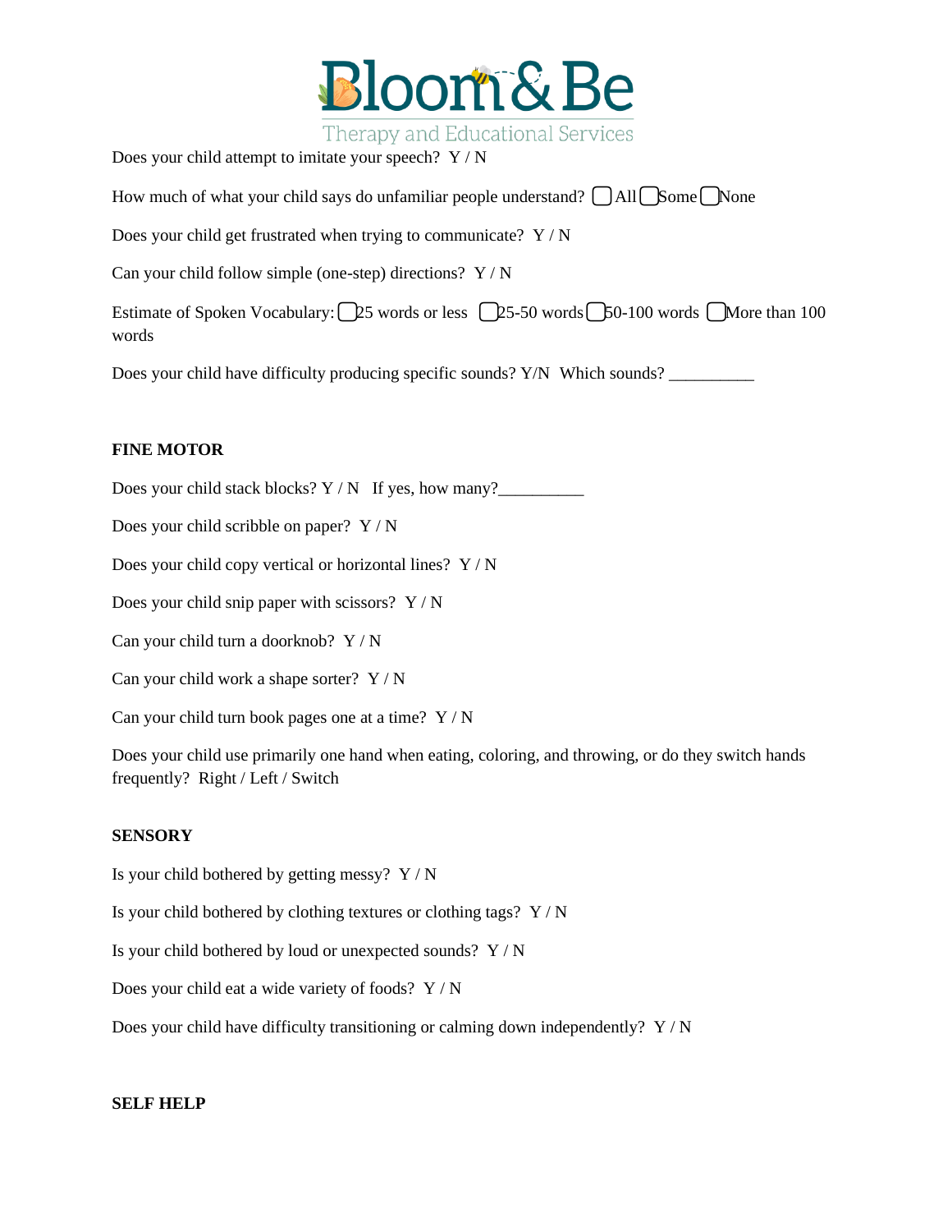Does your child attempt to imitate your speech?  Y / N

How much of what your child says do unfamiliar people understand?  ☐ All ☐ Some ☐ None

Does your child get frustrated when trying to communicate?  Y / N

Can your child follow simple (one-step) directions?  Y / N

Estimate of Spoken Vocabulary: ☐ 25 words or less  ☐ 25-50 words ☐ 50-100 words ☐ More than 100 words

Does your child have difficulty producing specific sounds? Y/N  Which sounds? __________

**FINE MOTOR**

Does your child stack blocks? Y / N   If yes, how many?__________

Does your child scribble on paper?  Y / N

Does your child copy vertical or horizontal lines?  Y / N

Does your child snip paper with scissors?  Y / N

Can your child turn a doorknob?  Y / N

Can your child work a shape sorter?  Y / N

Can your child turn book pages one at a time?  Y / N

Does your child use primarily one hand when eating, coloring, and throwing, or do they switch hands frequently?  Right / Left / Switch

**SENSORY**

Is your child bothered by getting messy?  Y / N

Is your child bothered by clothing textures or clothing tags?  Y / N

Is your child bothered by loud or unexpected sounds?  Y / N

Does your child eat a wide variety of foods?  Y / N

Does your child have difficulty transitioning or calming down independently?  Y / N

**SELF HELP**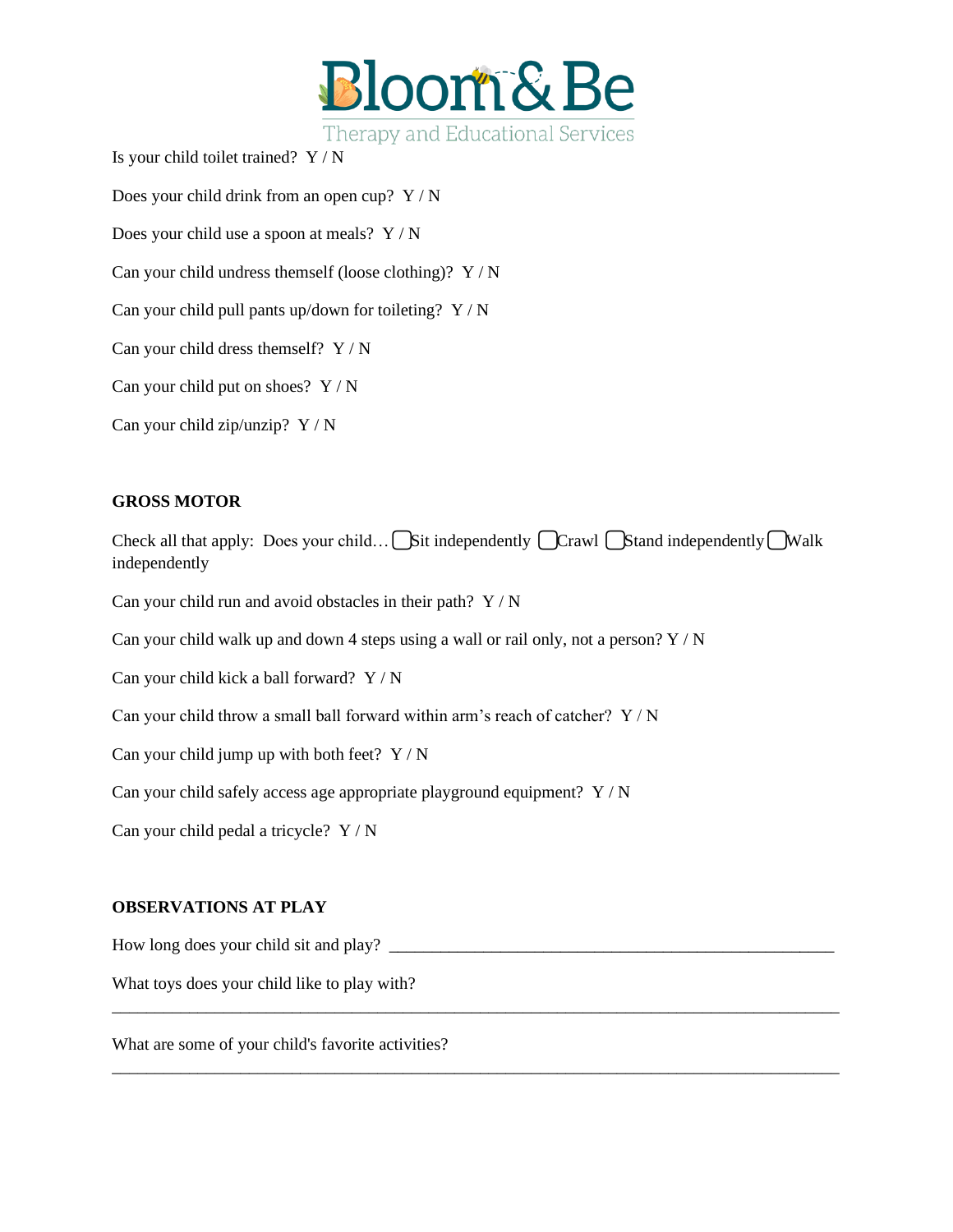Is your child toilet trained?  Y / N

Does your child drink from an open cup?  Y / N

Does your child use a spoon at meals?  Y / N

Can your child undress themself (loose clothing)?  Y / N

Can your child pull pants up/down for toileting?  Y / N

Can your child dress themself?  Y / N

Can your child put on shoes?  Y / N

Can your child zip/unzip?  Y / N

**GROSS MOTOR**

Check all that apply:  Does your child… ☐ Sit independently ☐ Crawl ☐ Stand independently ☐ Walk independently

Can your child run and avoid obstacles in their path?  Y / N

Can your child walk up and down 4 steps using a wall or rail only, not a person? Y / N

Can your child kick a ball forward?  Y / N

Can your child throw a small ball forward within arm's reach of catcher?  Y / N

Can your child jump up with both feet?  Y / N

Can your child safely access age appropriate playground equipment?  Y / N

Can your child pedal a tricycle?  Y / N

**OBSERVATIONS AT PLAY**

How long does your child sit and play? ______________________________________________________

What toys does your child like to play with?

______________________________________________________________________________________

What are some of your child's favorite activities?

______________________________________________________________________________________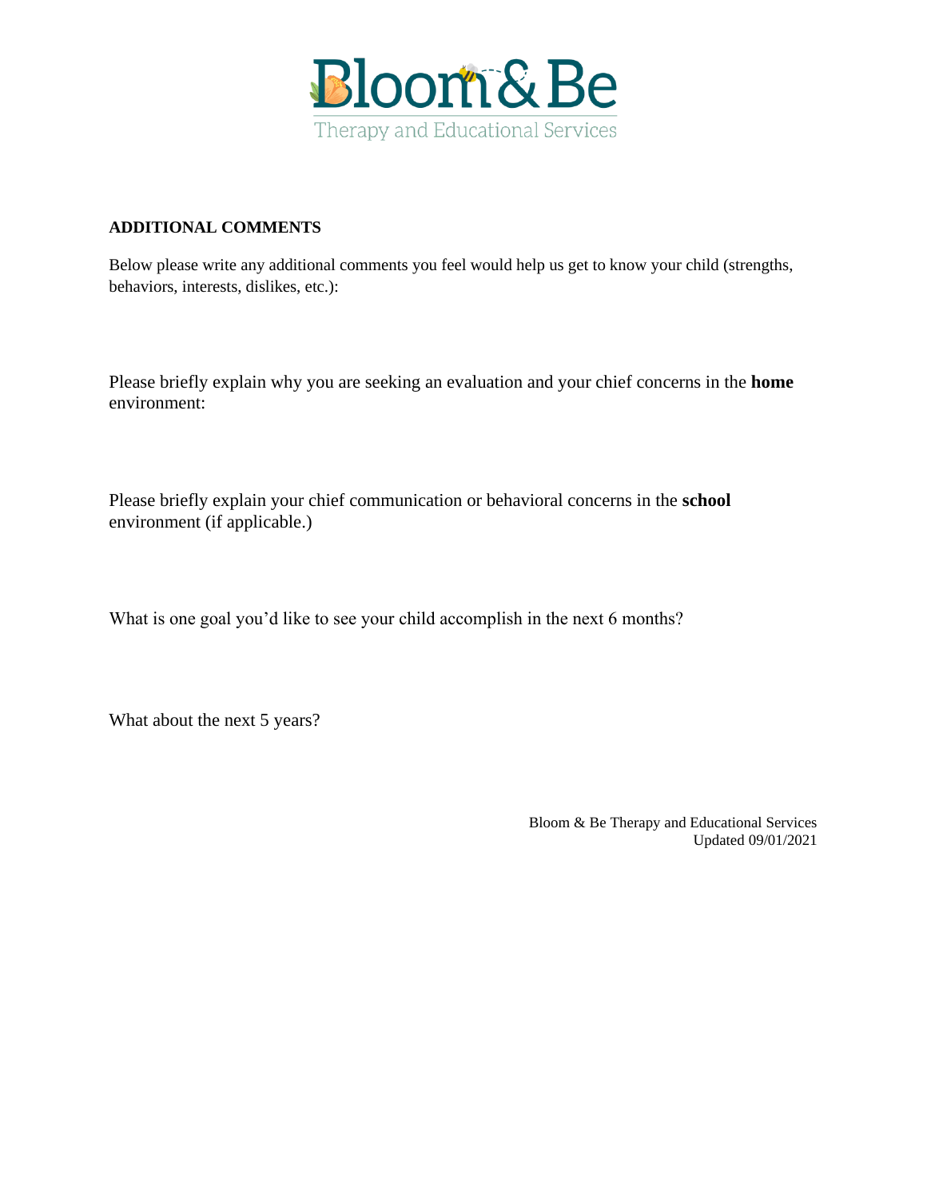## ADDITIONAL COMMENTS

Below please write any additional comments you feel would help us get to know your child (strengths, behaviors, interests, dislikes, etc.):

Please briefly explain why you are seeking an evaluation and your chief concerns in the **home** environment:

Please briefly explain your chief communication or behavioral concerns in the **school** environment (if applicable.)

What is one goal you'd like to see your child accomplish in the next 6 months?

What about the next 5 years?

Bloom & Be Therapy and Educational Services
Updated 09/01/2021